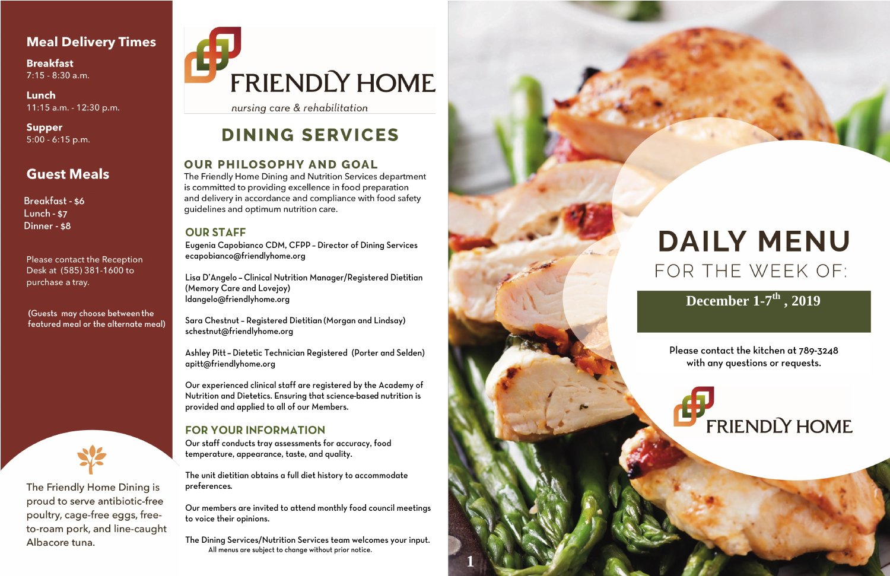## Meal Delivery Times

**Breakfast**
7:15 - 8:30 a.m.

**Lunch**
11:15 a.m. - 12:30 p.m.

**Supper**
5:00 - 6:15 p.m.

## Guest Meals

Breakfast - $6
Lunch - $7
Dinner - $8

Please contact the Reception Desk at (585) 381-1600 to purchase a tray.

(Guests may choose between the featured meal or the alternate meal)

The Friendly Home Dining is proud to serve antibiotic-free poultry, cage-free eggs, free-to-roam pork, and line-caught Albacore tuna.

# FRIENDLY HOME

*nursing care & rehabilitation*

# DINING SERVICES

## OUR PHILOSOPHY AND GOAL

The Friendly Home Dining and Nutrition Services department is committed to providing excellence in food preparation and delivery in accordance and compliance with food safety guidelines and optimum nutrition care.

## OUR STAFF

Eugenia Capobianco CDM, CFPP – Director of Dining Services
ecapobianco@friendlyhome.org

Lisa D'Angelo – Clinical Nutrition Manager/Registered Dietitian (Memory Care and Lovejoy)
ldangelo@friendlyhome.org

Sara Chestnut – Registered Dietitian (Morgan and Lindsay)
schestnut@friendlyhome.org

Ashley Pitt – Dietetic Technician Registered (Porter and Selden)
apitt@friendlyhome.org

Our experienced clinical staff are registered by the Academy of Nutrition and Dietetics. Ensuring that science-based nutrition is provided and applied to all of our Members.

## FOR YOUR INFORMATION

Our staff conducts tray assessments for accuracy, food temperature, appearance, taste, and quality.

The unit dietitian obtains a full diet history to accommodate preferences.

Our members are invited to attend monthly food council meetings to voice their opinions.

The Dining Services/Nutrition Services team welcomes your input.

All menus are subject to change without prior notice.

# DAILY MENU

FOR THE WEEK OF:

**December 1-7th, 2019**

Please contact the kitchen at 789-3248 with any questions or requests.

FRIENDLY HOME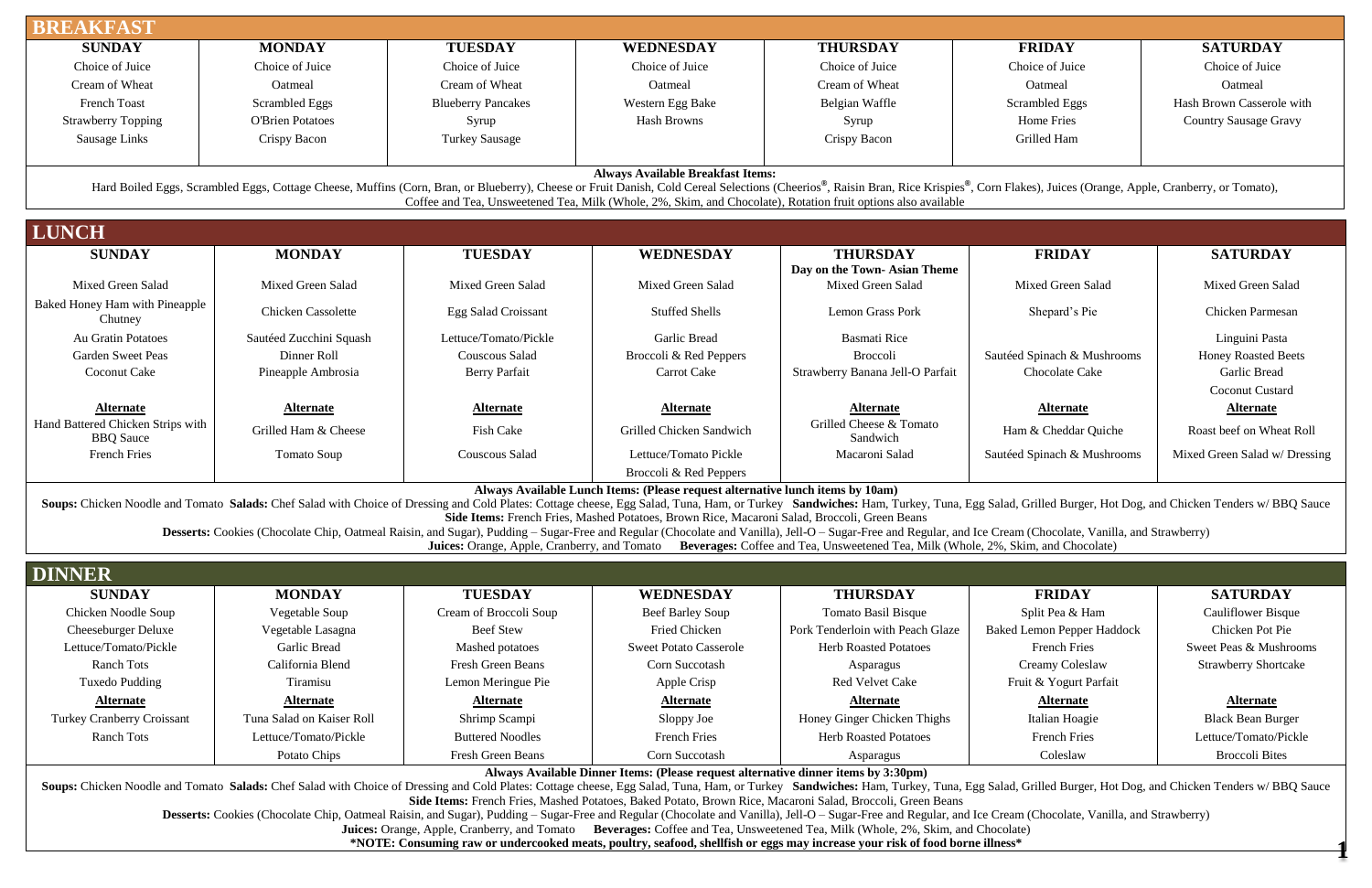## BREAKFAST

| SUNDAY | MONDAY | TUESDAY | WEDNESDAY | THURSDAY | FRIDAY | SATURDAY |
|---|---|---|---|---|---|---|
| Choice of Juice | Choice of Juice | Choice of Juice | Choice of Juice | Choice of Juice | Choice of Juice | Choice of Juice |
| Cream of Wheat | Oatmeal | Cream of Wheat | Oatmeal | Cream of Wheat | Oatmeal | Oatmeal |
| French Toast | Scrambled Eggs | Blueberry Pancakes | Western Egg Bake | Belgian Waffle | Scrambled Eggs | Hash Brown Casserole with |
| Strawberry Topping | O'Brien Potatoes | Syrup | Hash Browns | Syrup | Home Fries | Country Sausage Gravy |
| Sausage Links | Crispy Bacon | Turkey Sausage | | Crispy Bacon | Grilled Ham | |

**Always Available Breakfast Items:**

Hard Boiled Eggs, Scrambled Eggs, Cottage Cheese, Muffins (Corn, Bran, or Blueberry), Cheese or Fruit Danish, Cold Cereal Selections (Cheerios®, Raisin Bran, Rice Krispies®, Corn Flakes), Juices (Orange, Apple, Cranberry, or Tomato), Coffee and Tea, Unsweetened Tea, Milk (Whole, 2%, Skim, and Chocolate), Rotation fruit options also available

## LUNCH

| SUNDAY | MONDAY | TUESDAY | WEDNESDAY | THURSDAY | FRIDAY | SATURDAY |
|---|---|---|---|---|---|---|
| | | | | Day on the Town- Asian Theme | | |
| Mixed Green Salad | Mixed Green Salad | Mixed Green Salad | Mixed Green Salad | Mixed Green Salad | Mixed Green Salad | Mixed Green Salad |
| Baked Honey Ham with Pineapple Chutney | Chicken Cassolette | Egg Salad Croissant | Stuffed Shells | Lemon Grass Pork | Shepard's Pie | Chicken Parmesan |
| Au Gratin Potatoes | Sautéed Zucchini Squash | Lettuce/Tomato/Pickle | Garlic Bread | Basmati Rice | | Linguini Pasta |
| Garden Sweet Peas | Dinner Roll | Couscous Salad | Broccoli & Red Peppers | Broccoli | Sautéed Spinach & Mushrooms | Honey Roasted Beets |
| Coconut Cake | Pineapple Ambrosia | Berry Parfait | Carrot Cake | Strawberry Banana Jell-O Parfait | Chocolate Cake | Garlic Bread |
| | | | | | | Coconut Custard |
| **Alternate** | **Alternate** | **Alternate** | **Alternate** | **Alternate** | **Alternate** | **Alternate** |
| Hand Battered Chicken Strips with BBQ Sauce | Grilled Ham & Cheese | Fish Cake | Grilled Chicken Sandwich | Grilled Cheese & Tomato Sandwich | Ham & Cheddar Quiche | Roast beef on Wheat Roll |
| French Fries | Tomato Soup | Couscous Salad | Lettuce/Tomato Pickle | Macaroni Salad | Sautéed Spinach & Mushrooms | Mixed Green Salad w/ Dressing |
| | | | Broccoli & Red Peppers | | | |

**Always Available Lunch Items: (Please request alternative lunch items by 10am)**

**Soups:** Chicken Noodle and Tomato **Salads:** Chef Salad with Choice of Dressing and Cold Plates: Cottage cheese, Egg Salad, Tuna, Ham, or Turkey **Sandwiches:** Ham, Turkey, Tuna, Egg Salad, Grilled Burger, Hot Dog, and Chicken Tenders w/ BBQ Sauce

**Side Items:** French Fries, Mashed Potatoes, Brown Rice, Macaroni Salad, Broccoli, Green Beans

**Desserts:** Cookies (Chocolate Chip, Oatmeal Raisin, and Sugar), Pudding – Sugar-Free and Regular (Chocolate and Vanilla), Jell-O – Sugar-Free and Regular, and Ice Cream (Chocolate, Vanilla, and Strawberry)

**Juices:** Orange, Apple, Cranberry, and Tomato **Beverages:** Coffee and Tea, Unsweetened Tea, Milk (Whole, 2%, Skim, and Chocolate)

## DINNER

| SUNDAY | MONDAY | TUESDAY | WEDNESDAY | THURSDAY | FRIDAY | SATURDAY |
|---|---|---|---|---|---|---|
| Chicken Noodle Soup | Vegetable Soup | Cream of Broccoli Soup | Beef Barley Soup | Tomato Basil Bisque | Split Pea & Ham | Cauliflower Bisque |
| Cheeseburger Deluxe | Vegetable Lasagna | Beef Stew | Fried Chicken | Pork Tenderloin with Peach Glaze | Baked Lemon Pepper Haddock | Chicken Pot Pie |
| Lettuce/Tomato/Pickle | Garlic Bread | Mashed potatoes | Sweet Potato Casserole | Herb Roasted Potatoes | French Fries | Sweet Peas & Mushrooms |
| Ranch Tots | California Blend | Fresh Green Beans | Corn Succotash | Asparagus | Creamy Coleslaw | Strawberry Shortcake |
| Tuxedo Pudding | Tiramisu | Lemon Meringue Pie | Apple Crisp | Red Velvet Cake | Fruit & Yogurt Parfait | |
| **Alternate** | **Alternate** | **Alternate** | **Alternate** | **Alternate** | **Alternate** | **Alternate** |
| Turkey Cranberry Croissant | Tuna Salad on Kaiser Roll | Shrimp Scampi | Sloppy Joe | Honey Ginger Chicken Thighs | Italian Hoagie | Black Bean Burger |
| Ranch Tots | Lettuce/Tomato/Pickle | Buttered Noodles | French Fries | Herb Roasted Potatoes | French Fries | Lettuce/Tomato/Pickle |
| | Potato Chips | Fresh Green Beans | Corn Succotash | Asparagus | Coleslaw | Broccoli Bites |

**Always Available Dinner Items: (Please request alternative dinner items by 3:30pm)**

**Soups:** Chicken Noodle and Tomato **Salads:** Chef Salad with Choice of Dressing and Cold Plates: Cottage cheese, Egg Salad, Tuna, Ham, or Turkey **Sandwiches:** Ham, Turkey, Tuna, Egg Salad, Grilled Burger, Hot Dog, and Chicken Tenders w/ BBQ Sauce

**Side Items:** French Fries, Mashed Potatoes, Baked Potato, Brown Rice, Macaroni Salad, Broccoli, Green Beans

**Desserts:** Cookies (Chocolate Chip, Oatmeal Raisin, and Sugar), Pudding – Sugar-Free and Regular (Chocolate and Vanilla), Jell-O – Sugar-Free and Regular, and Ice Cream (Chocolate, Vanilla, and Strawberry)

**Juices:** Orange, Apple, Cranberry, and Tomato **Beverages:** Coffee and Tea, Unsweetened Tea, Milk (Whole, 2%, Skim, and Chocolate)

**\*NOTE: Consuming raw or undercooked meats, poultry, seafood, shellfish or eggs may increase your risk of food borne illness\***